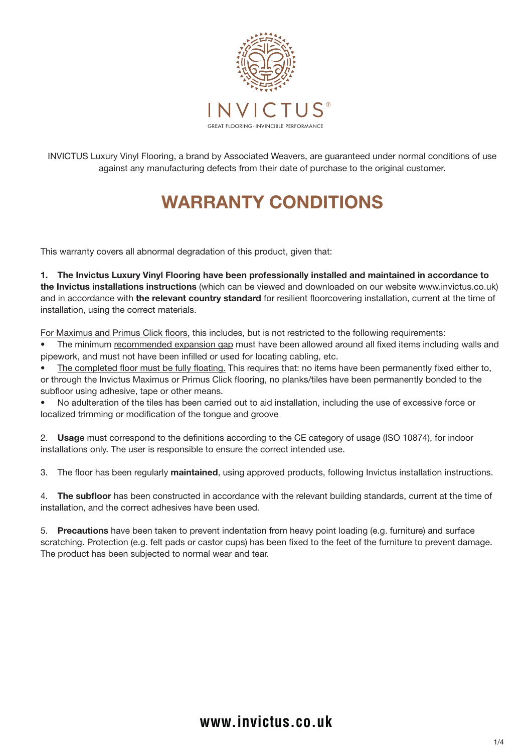INVICTUS®

GREAT FLOORING · INVINCIBLE PERFORMANCE

INVICTUS Luxury Vinyl Flooring, a brand by Associated Weavers, are guaranteed under normal conditions of use against any manufacturing defects from their date of purchase to the original customer.

# WARRANTY CONDITIONS

This warranty covers all abnormal degradation of this product, given that:

**1. The Invictus Luxury Vinyl Flooring have been professionally installed and maintained in accordance to the Invictus installations instructions** (which can be viewed and downloaded on our website www.invictus.co.uk) and in accordance with **the relevant country standard** for resilient floorcovering installation, current at the time of installation, using the correct materials.

For Maximus and Primus Click floors, this includes, but is not restricted to the following requirements:

- The minimum recommended expansion gap must have been allowed around all fixed items including walls and pipework, and must not have been infilled or used for locating cabling, etc.
- The completed floor must be fully floating. This requires that: no items have been permanently fixed either to, or through the Invictus Maximus or Primus Click flooring, no planks/tiles have been permanently bonded to the subfloor using adhesive, tape or other means.
- No adulteration of the tiles has been carried out to aid installation, including the use of excessive force or localized trimming or modification of the tongue and groove

2. **Usage** must correspond to the definitions according to the CE category of usage (ISO 10874), for indoor installations only. The user is responsible to ensure the correct intended use.

3. The floor has been regularly **maintained**, using approved products, following Invictus installation instructions.

4. **The subfloor** has been constructed in accordance with the relevant building standards, current at the time of installation, and the correct adhesives have been used.

5. **Precautions** have been taken to prevent indentation from heavy point loading (e.g. furniture) and surface scratching. Protection (e.g. felt pads or castor cups) has been fixed to the feet of the furniture to prevent damage. The product has been subjected to normal wear and tear.

**www.invictus.co.uk**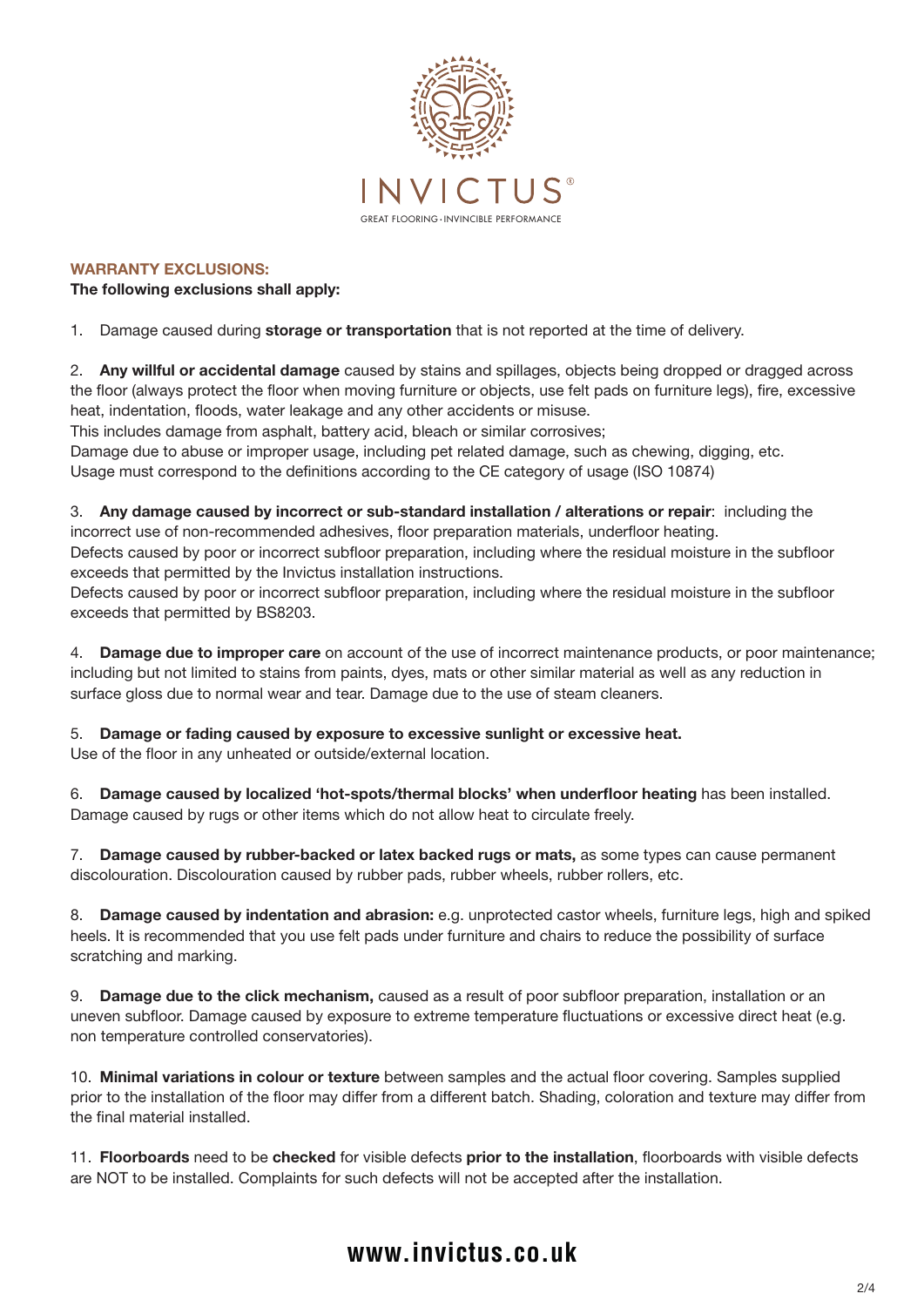INVICTUS®

GREAT FLOORING · INVINCIBLE PERFORMANCE

## WARRANTY EXCLUSIONS:

**The following exclusions shall apply:**

1. Damage caused during **storage or transportation** that is not reported at the time of delivery.

2. **Any willful or accidental damage** caused by stains and spillages, objects being dropped or dragged across the floor (always protect the floor when moving furniture or objects, use felt pads on furniture legs), fire, excessive heat, indentation, floods, water leakage and any other accidents or misuse.
This includes damage from asphalt, battery acid, bleach or similar corrosives;
Damage due to abuse or improper usage, including pet related damage, such as chewing, digging, etc.
Usage must correspond to the definitions according to the CE category of usage (ISO 10874)

3. **Any damage caused by incorrect or sub-standard installation / alterations or repair**: including the incorrect use of non-recommended adhesives, floor preparation materials, underfloor heating.
Defects caused by poor or incorrect subfloor preparation, including where the residual moisture in the subfloor exceeds that permitted by the Invictus installation instructions.
Defects caused by poor or incorrect subfloor preparation, including where the residual moisture in the subfloor exceeds that permitted by BS8203.

4. **Damage due to improper care** on account of the use of incorrect maintenance products, or poor maintenance; including but not limited to stains from paints, dyes, mats or other similar material as well as any reduction in surface gloss due to normal wear and tear. Damage due to the use of steam cleaners.

5. **Damage or fading caused by exposure to excessive sunlight or excessive heat.**
Use of the floor in any unheated or outside/external location.

6. **Damage caused by localized 'hot-spots/thermal blocks' when underfloor heating** has been installed. Damage caused by rugs or other items which do not allow heat to circulate freely.

7. **Damage caused by rubber-backed or latex backed rugs or mats,** as some types can cause permanent discolouration. Discolouration caused by rubber pads, rubber wheels, rubber rollers, etc.

8. **Damage caused by indentation and abrasion:** e.g. unprotected castor wheels, furniture legs, high and spiked heels. It is recommended that you use felt pads under furniture and chairs to reduce the possibility of surface scratching and marking.

9. **Damage due to the click mechanism,** caused as a result of poor subfloor preparation, installation or an uneven subfloor. Damage caused by exposure to extreme temperature fluctuations or excessive direct heat (e.g. non temperature controlled conservatories).

10. **Minimal variations in colour or texture** between samples and the actual floor covering. Samples supplied prior to the installation of the floor may differ from a different batch. Shading, coloration and texture may differ from the final material installed.

11. **Floorboards** need to be **checked** for visible defects **prior to the installation**, floorboards with visible defects are NOT to be installed. Complaints for such defects will not be accepted after the installation.

**www.invictus.co.uk**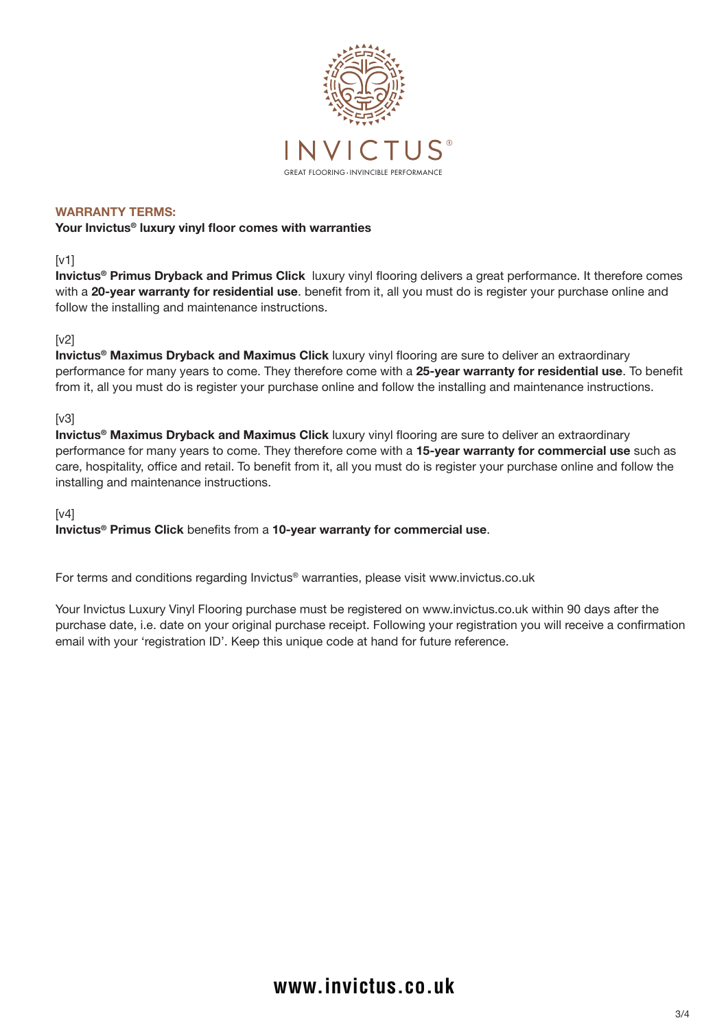INVICTUS®

GREAT FLOORING • INVINCIBLE PERFORMANCE

## WARRANTY TERMS:

**Your Invictus® luxury vinyl floor comes with warranties**

[v1]
**Invictus® Primus Dryback and Primus Click** luxury vinyl flooring delivers a great performance. It therefore comes with a **20-year warranty for residential use**. benefit from it, all you must do is register your purchase online and follow the installing and maintenance instructions.

[v2]
**Invictus® Maximus Dryback and Maximus Click** luxury vinyl flooring are sure to deliver an extraordinary performance for many years to come. They therefore come with a **25-year warranty for residential use**. To benefit from it, all you must do is register your purchase online and follow the installing and maintenance instructions.

[v3]
**Invictus® Maximus Dryback and Maximus Click** luxury vinyl flooring are sure to deliver an extraordinary performance for many years to come. They therefore come with a **15-year warranty for commercial use** such as care, hospitality, office and retail. To benefit from it, all you must do is register your purchase online and follow the installing and maintenance instructions.

[v4]
**Invictus® Primus Click** benefits from a **10-year warranty for commercial use**.

For terms and conditions regarding Invictus® warranties, please visit www.invictus.co.uk

Your Invictus Luxury Vinyl Flooring purchase must be registered on www.invictus.co.uk within 90 days after the purchase date, i.e. date on your original purchase receipt. Following your registration you will receive a confirmation email with your 'registration ID'. Keep this unique code at hand for future reference.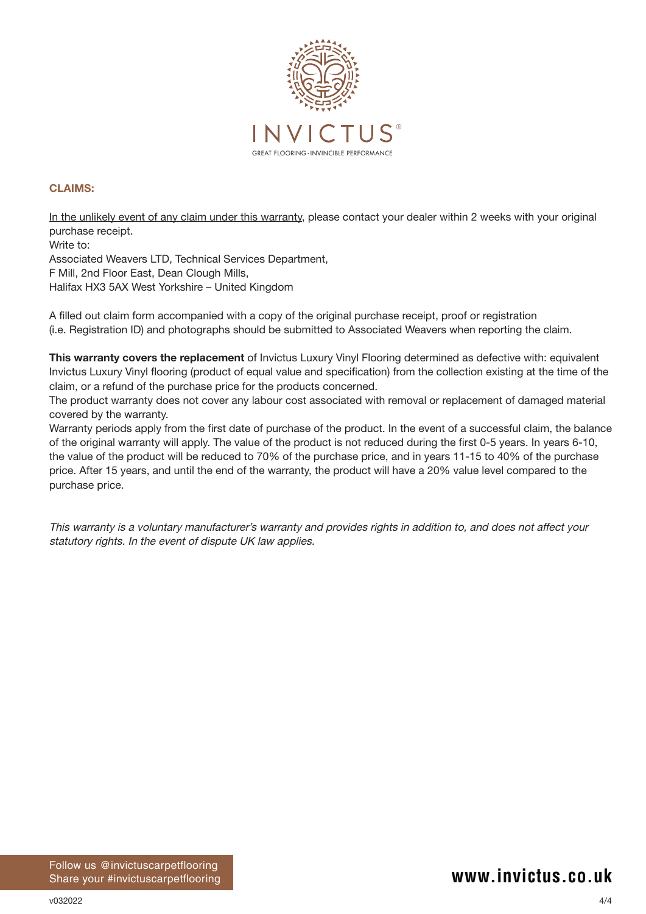INVICTUS®

GREAT FLOORING • INVINCIBLE PERFORMANCE

## CLAIMS:

In the unlikely event of any claim under this warranty, please contact your dealer within 2 weeks with your original purchase receipt.
Write to:
Associated Weavers LTD, Technical Services Department,
F Mill, 2nd Floor East, Dean Clough Mills,
Halifax HX3 5AX West Yorkshire – United Kingdom

A filled out claim form accompanied with a copy of the original purchase receipt, proof or registration (i.e. Registration ID) and photographs should be submitted to Associated Weavers when reporting the claim.

**This warranty covers the replacement** of Invictus Luxury Vinyl Flooring determined as defective with: equivalent Invictus Luxury Vinyl flooring (product of equal value and specification) from the collection existing at the time of the claim, or a refund of the purchase price for the products concerned.
The product warranty does not cover any labour cost associated with removal or replacement of damaged material covered by the warranty.
Warranty periods apply from the first date of purchase of the product. In the event of a successful claim, the balance of the original warranty will apply. The value of the product is not reduced during the first 0-5 years. In years 6-10, the value of the product will be reduced to 70% of the purchase price, and in years 11-15 to 40% of the purchase price. After 15 years, and until the end of the warranty, the product will have a 20% value level compared to the purchase price.

*This warranty is a voluntary manufacturer's warranty and provides rights in addition to, and does not affect your statutory rights. In the event of dispute UK law applies.*

Follow us @invictuscarpetflooring
Share your #invictuscarpetflooring

**www.invictus.co.uk**

v032022